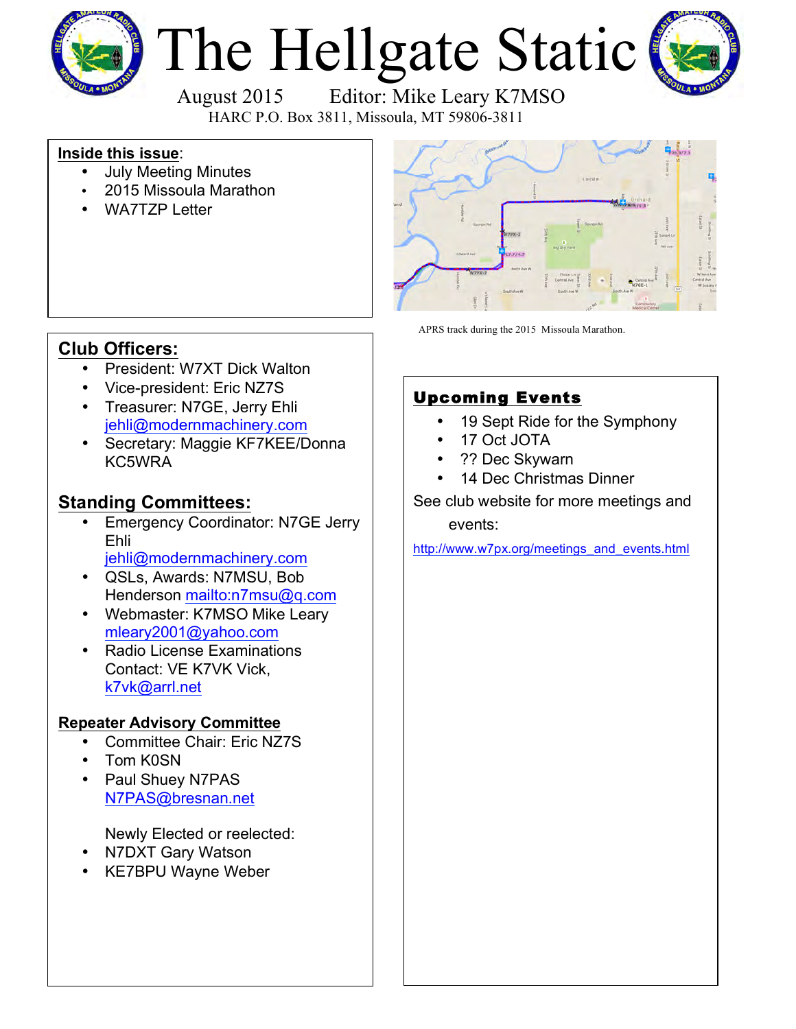# The Hellgate Static

August 2015 Editor: Mike Leary K7MSO

HARC P.O. Box 3811, Missoula, MT 59806-3811

**Inside this issue**:

- July Meeting Minutes
- 2015 Missoula Marathon
- WA7TZP Letter

APRS track during the 2015 Missoula Marathon.

## Club Officers:

- President: W7XT Dick Walton
- Vice-president: Eric NZ7S
- Treasurer: N7GE, Jerry Ehli jehli@modernmachinery.com
- Secretary: Maggie KF7KEE/Donna KC5WRA

## Standing Committees:

- Emergency Coordinator: N7GE Jerry Ehli jehli@modernmachinery.com
- QSLs, Awards: N7MSU, Bob Henderson mailto:n7msu@q.com
- Webmaster: K7MSO Mike Leary mleary2001@yahoo.com
- Radio License Examinations Contact: VE K7VK Vick, k7vk@arrl.net

### Repeater Advisory Committee

- Committee Chair: Eric NZ7S
- Tom K0SN
- Paul Shuey N7PAS N7PAS@bresnan.net

Newly Elected or reelected:

- N7DXT Gary Watson
- KE7BPU Wayne Weber

## Upcoming Events

- 19 Sept Ride for the Symphony
- 17 Oct JOTA
- ?? Dec Skywarn
- 14 Dec Christmas Dinner

See club website for more meetings and events:

http://www.w7px.org/meetings_and_events.html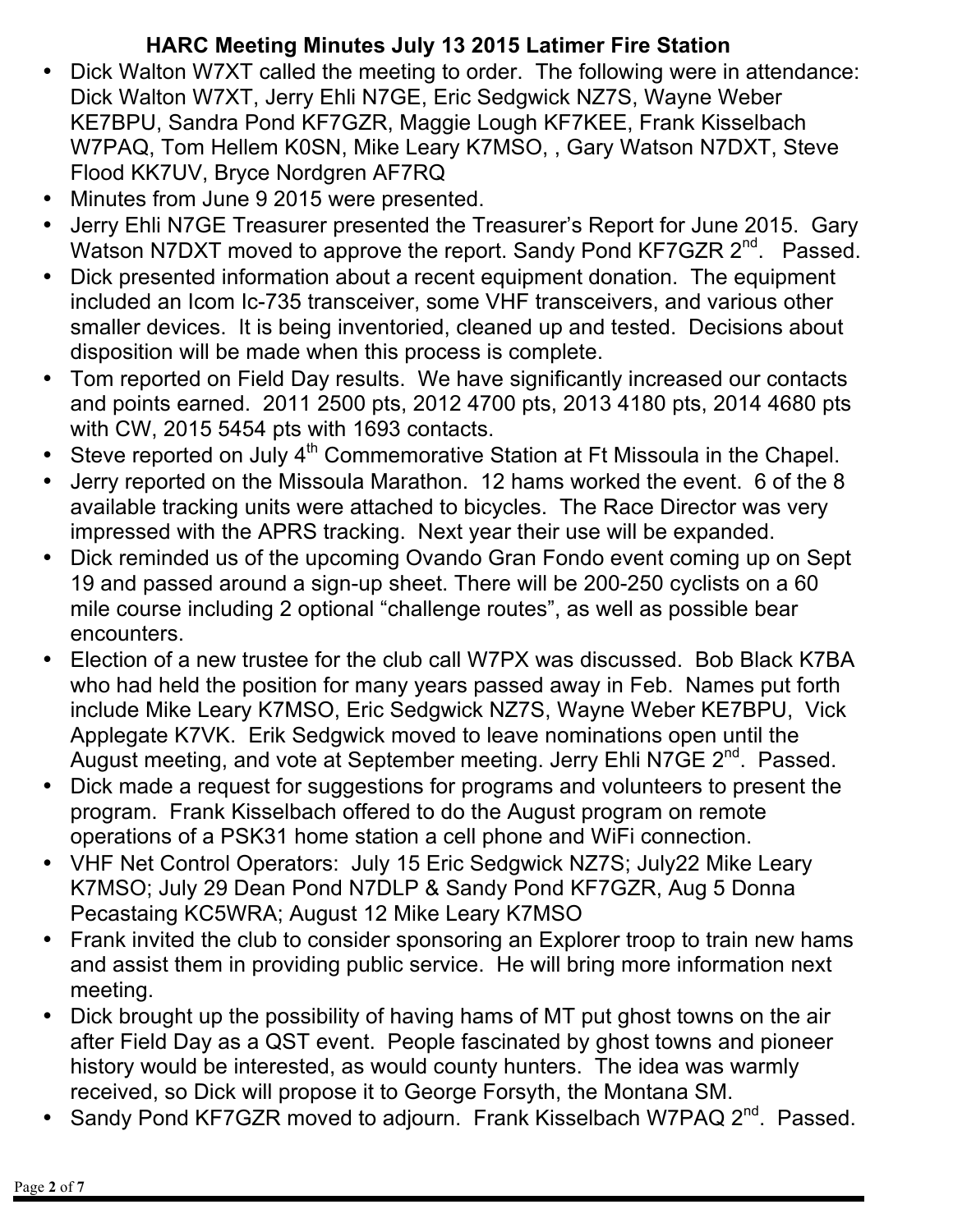# HARC Meeting Minutes July 13 2015 Latimer Fire Station

- Dick Walton W7XT called the meeting to order. The following were in attendance: Dick Walton W7XT, Jerry Ehli N7GE, Eric Sedgwick NZ7S, Wayne Weber KE7BPU, Sandra Pond KF7GZR, Maggie Lough KF7KEE, Frank Kisselbach W7PAQ, Tom Hellem K0SN, Mike Leary K7MSO, , Gary Watson N7DXT, Steve Flood KK7UV, Bryce Nordgren AF7RQ
- Minutes from June 9 2015 were presented.
- Jerry Ehli N7GE Treasurer presented the Treasurer's Report for June 2015. Gary Watson N7DXT moved to approve the report. Sandy Pond KF7GZR 2nd. Passed.
- Dick presented information about a recent equipment donation. The equipment included an Icom Ic-735 transceiver, some VHF transceivers, and various other smaller devices. It is being inventoried, cleaned up and tested. Decisions about disposition will be made when this process is complete.
- Tom reported on Field Day results. We have significantly increased our contacts and points earned. 2011 2500 pts, 2012 4700 pts, 2013 4180 pts, 2014 4680 pts with CW, 2015 5454 pts with 1693 contacts.
- Steve reported on July 4th Commemorative Station at Ft Missoula in the Chapel.
- Jerry reported on the Missoula Marathon. 12 hams worked the event. 6 of the 8 available tracking units were attached to bicycles. The Race Director was very impressed with the APRS tracking. Next year their use will be expanded.
- Dick reminded us of the upcoming Ovando Gran Fondo event coming up on Sept 19 and passed around a sign-up sheet. There will be 200-250 cyclists on a 60 mile course including 2 optional "challenge routes", as well as possible bear encounters.
- Election of a new trustee for the club call W7PX was discussed. Bob Black K7BA who had held the position for many years passed away in Feb. Names put forth include Mike Leary K7MSO, Eric Sedgwick NZ7S, Wayne Weber KE7BPU, Vick Applegate K7VK. Erik Sedgwick moved to leave nominations open until the August meeting, and vote at September meeting. Jerry Ehli N7GE 2nd. Passed.
- Dick made a request for suggestions for programs and volunteers to present the program. Frank Kisselbach offered to do the August program on remote operations of a PSK31 home station a cell phone and WiFi connection.
- VHF Net Control Operators: July 15 Eric Sedgwick NZ7S; July22 Mike Leary K7MSO; July 29 Dean Pond N7DLP & Sandy Pond KF7GZR, Aug 5 Donna Pecastaing KC5WRA; August 12 Mike Leary K7MSO
- Frank invited the club to consider sponsoring an Explorer troop to train new hams and assist them in providing public service. He will bring more information next meeting.
- Dick brought up the possibility of having hams of MT put ghost towns on the air after Field Day as a QST event. People fascinated by ghost towns and pioneer history would be interested, as would county hunters. The idea was warmly received, so Dick will propose it to George Forsyth, the Montana SM.
- Sandy Pond KF7GZR moved to adjourn. Frank Kisselbach W7PAQ 2nd. Passed.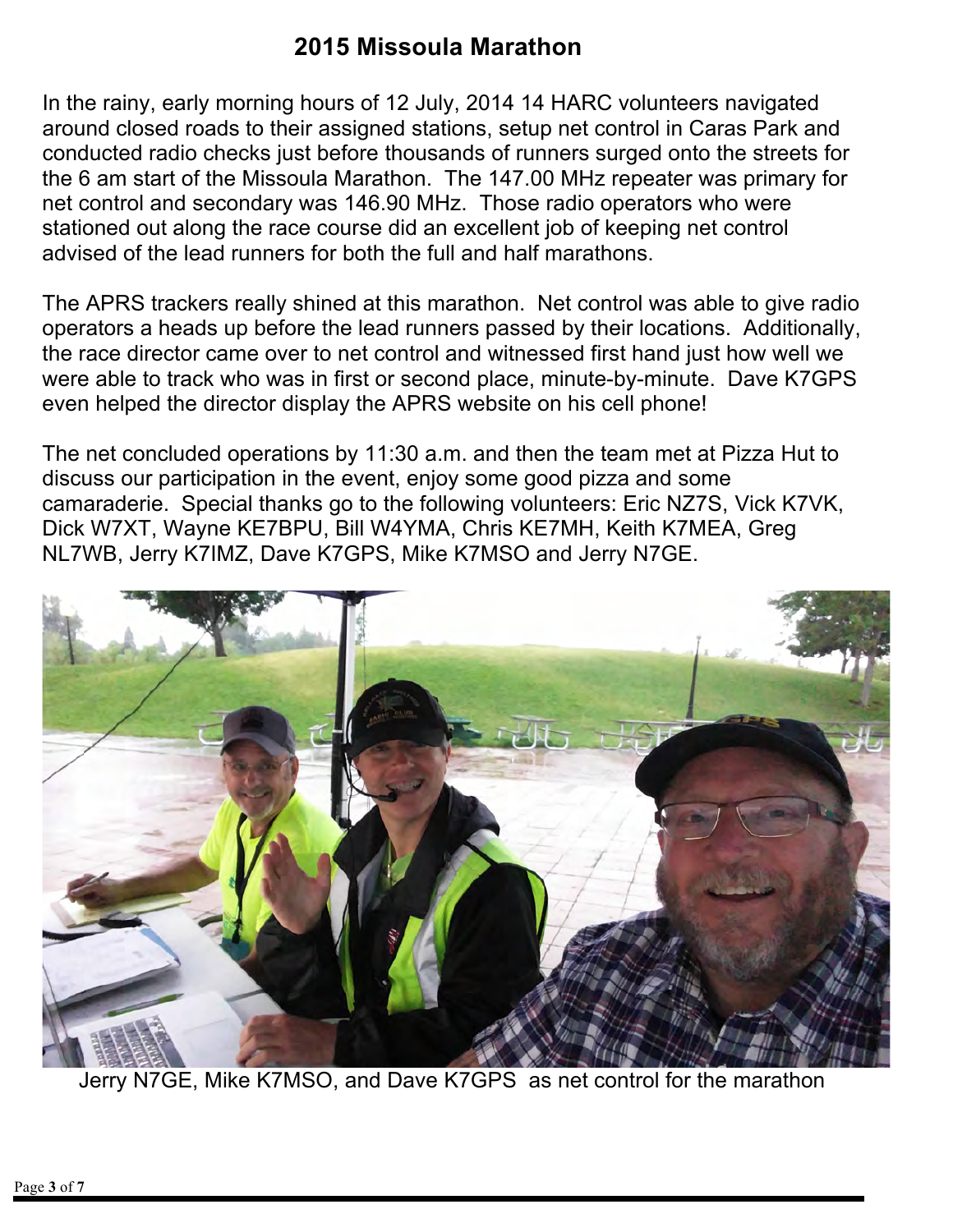# 2015 Missoula Marathon

In the rainy, early morning hours of 12 July, 2014 14 HARC volunteers navigated around closed roads to their assigned stations, setup net control in Caras Park and conducted radio checks just before thousands of runners surged onto the streets for the 6 am start of the Missoula Marathon. The 147.00 MHz repeater was primary for net control and secondary was 146.90 MHz. Those radio operators who were stationed out along the race course did an excellent job of keeping net control advised of the lead runners for both the full and half marathons.

The APRS trackers really shined at this marathon. Net control was able to give radio operators a heads up before the lead runners passed by their locations. Additionally, the race director came over to net control and witnessed first hand just how well we were able to track who was in first or second place, minute-by-minute. Dave K7GPS even helped the director display the APRS website on his cell phone!

The net concluded operations by 11:30 a.m. and then the team met at Pizza Hut to discuss our participation in the event, enjoy some good pizza and some camaraderie. Special thanks go to the following volunteers: Eric NZ7S, Vick K7VK, Dick W7XT, Wayne KE7BPU, Bill W4YMA, Chris KE7MH, Keith K7MEA, Greg NL7WB, Jerry K7IMZ, Dave K7GPS, Mike K7MSO and Jerry N7GE.

Jerry N7GE, Mike K7MSO, and Dave K7GPS as net control for the marathon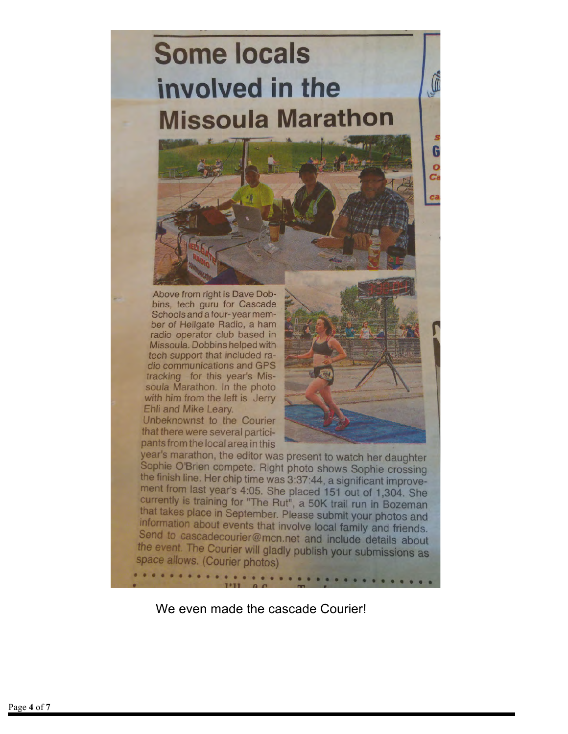# Some locals involved in the Missoula Marathon

Above from right is Dave Dobbins, tech guru for Cascade Schools and a four-year member of Hellgate Radio, a ham radio operator club based in Missoula. Dobbins helped with tech support that included radio communications and GPS tracking for this year's Missoula Marathon. In the photo with him from the left is Jerry Ehli and Mike Leary.

Unbeknownst to the Courier that there were several participants from the local area in this year's marathon, the editor was present to watch her daughter Sophie O'Brien compete. Right photo shows Sophie crossing the finish line. Her chip time was 3:37:44, a significant improvement from last year's 4:05. She placed 151 out of 1,304. She currently is training for "The Rut", a 50K trail run in Bozeman that takes place in September. Please submit your photos and information about events that involve local family and friends. Send to cascadecourier@mcn.net and include details about the event. The Courier will gladly publish your submissions as space allows. (Courier photos)

We even made the cascade Courier!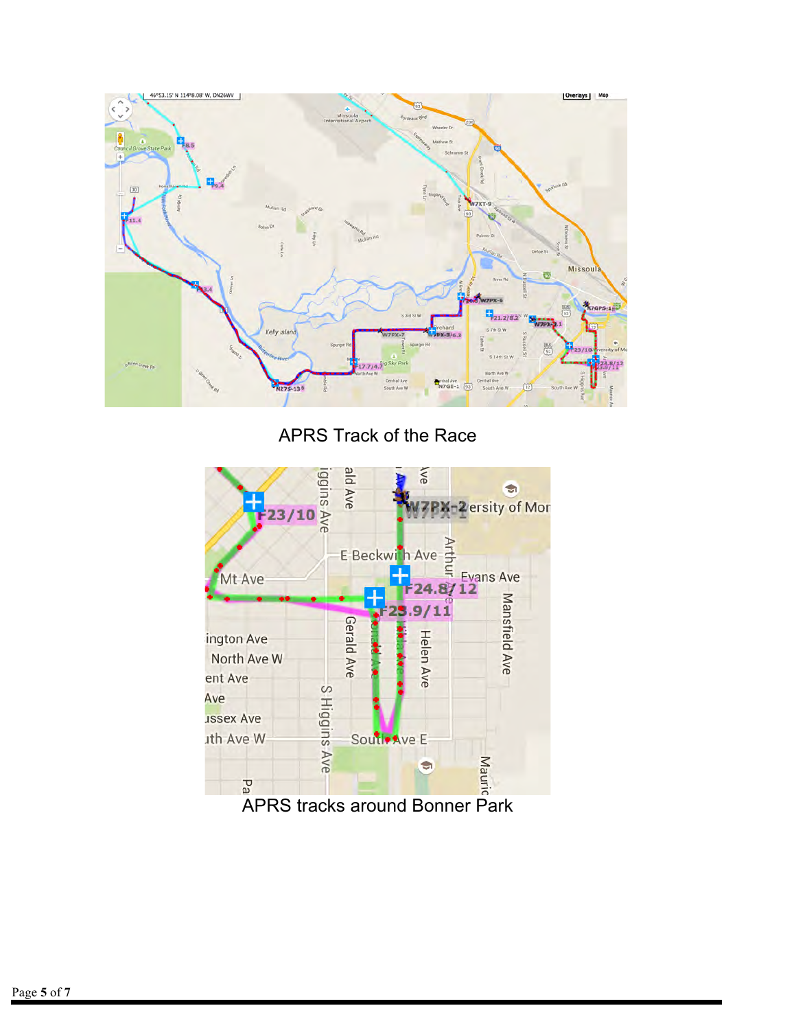APRS Track of the Race

APRS tracks around Bonner Park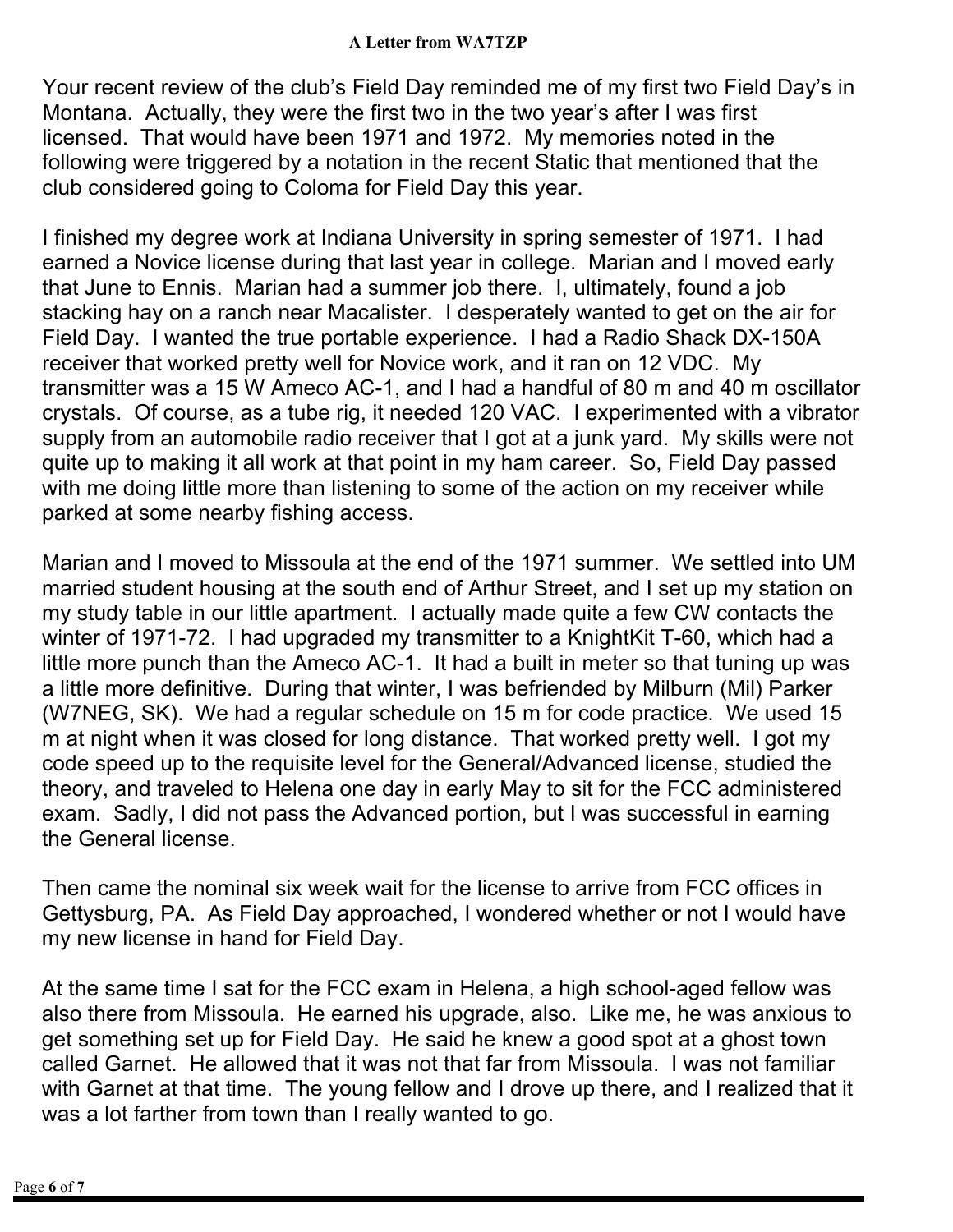#### A Letter from WA7TZP

Your recent review of the club's Field Day reminded me of my first two Field Day's in Montana. Actually, they were the first two in the two year's after I was first licensed. That would have been 1971 and 1972. My memories noted in the following were triggered by a notation in the recent Static that mentioned that the club considered going to Coloma for Field Day this year.

I finished my degree work at Indiana University in spring semester of 1971. I had earned a Novice license during that last year in college. Marian and I moved early that June to Ennis. Marian had a summer job there. I, ultimately, found a job stacking hay on a ranch near Macalister. I desperately wanted to get on the air for Field Day. I wanted the true portable experience. I had a Radio Shack DX-150A receiver that worked pretty well for Novice work, and it ran on 12 VDC. My transmitter was a 15 W Ameco AC-1, and I had a handful of 80 m and 40 m oscillator crystals. Of course, as a tube rig, it needed 120 VAC. I experimented with a vibrator supply from an automobile radio receiver that I got at a junk yard. My skills were not quite up to making it all work at that point in my ham career. So, Field Day passed with me doing little more than listening to some of the action on my receiver while parked at some nearby fishing access.

Marian and I moved to Missoula at the end of the 1971 summer. We settled into UM married student housing at the south end of Arthur Street, and I set up my station on my study table in our little apartment. I actually made quite a few CW contacts the winter of 1971-72. I had upgraded my transmitter to a KnightKit T-60, which had a little more punch than the Ameco AC-1. It had a built in meter so that tuning up was a little more definitive. During that winter, I was befriended by Milburn (Mil) Parker (W7NEG, SK). We had a regular schedule on 15 m for code practice. We used 15 m at night when it was closed for long distance. That worked pretty well. I got my code speed up to the requisite level for the General/Advanced license, studied the theory, and traveled to Helena one day in early May to sit for the FCC administered exam. Sadly, I did not pass the Advanced portion, but I was successful in earning the General license.

Then came the nominal six week wait for the license to arrive from FCC offices in Gettysburg, PA. As Field Day approached, I wondered whether or not I would have my new license in hand for Field Day.

At the same time I sat for the FCC exam in Helena, a high school-aged fellow was also there from Missoula. He earned his upgrade, also. Like me, he was anxious to get something set up for Field Day. He said he knew a good spot at a ghost town called Garnet. He allowed that it was not that far from Missoula. I was not familiar with Garnet at that time. The young fellow and I drove up there, and I realized that it was a lot farther from town than I really wanted to go.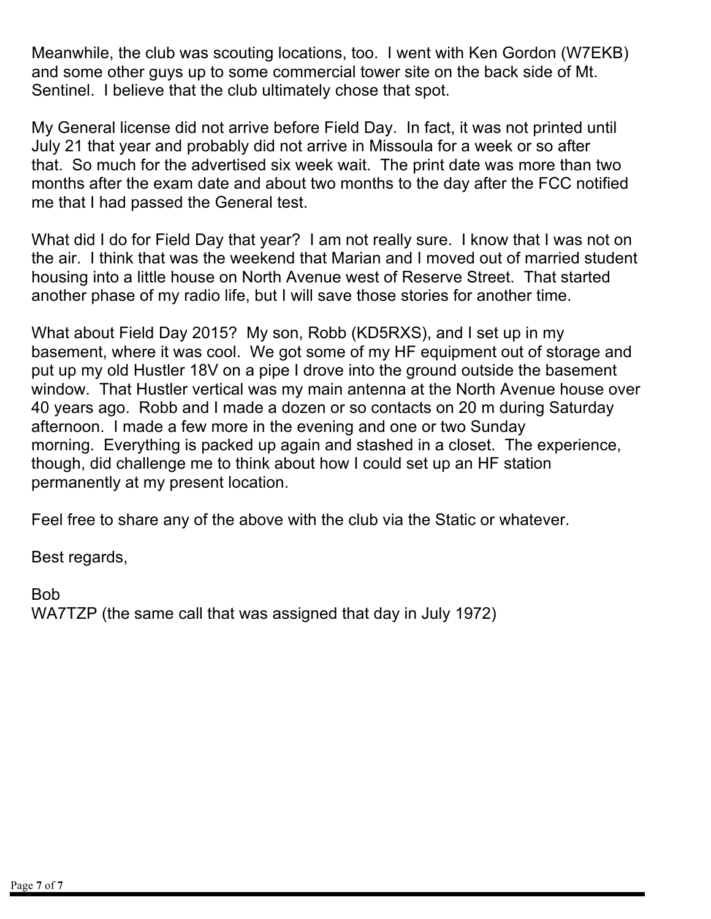Meanwhile, the club was scouting locations, too. I went with Ken Gordon (W7EKB) and some other guys up to some commercial tower site on the back side of Mt. Sentinel. I believe that the club ultimately chose that spot.

My General license did not arrive before Field Day. In fact, it was not printed until July 21 that year and probably did not arrive in Missoula for a week or so after that. So much for the advertised six week wait. The print date was more than two months after the exam date and about two months to the day after the FCC notified me that I had passed the General test.

What did I do for Field Day that year? I am not really sure. I know that I was not on the air. I think that was the weekend that Marian and I moved out of married student housing into a little house on North Avenue west of Reserve Street. That started another phase of my radio life, but I will save those stories for another time.

What about Field Day 2015? My son, Robb (KD5RXS), and I set up in my basement, where it was cool. We got some of my HF equipment out of storage and put up my old Hustler 18V on a pipe I drove into the ground outside the basement window. That Hustler vertical was my main antenna at the North Avenue house over 40 years ago. Robb and I made a dozen or so contacts on 20 m during Saturday afternoon. I made a few more in the evening and one or two Sunday morning. Everything is packed up again and stashed in a closet. The experience, though, did challenge me to think about how I could set up an HF station permanently at my present location.

Feel free to share any of the above with the club via the Static or whatever.

Best regards,

Bob
WA7TZP (the same call that was assigned that day in July 1972)